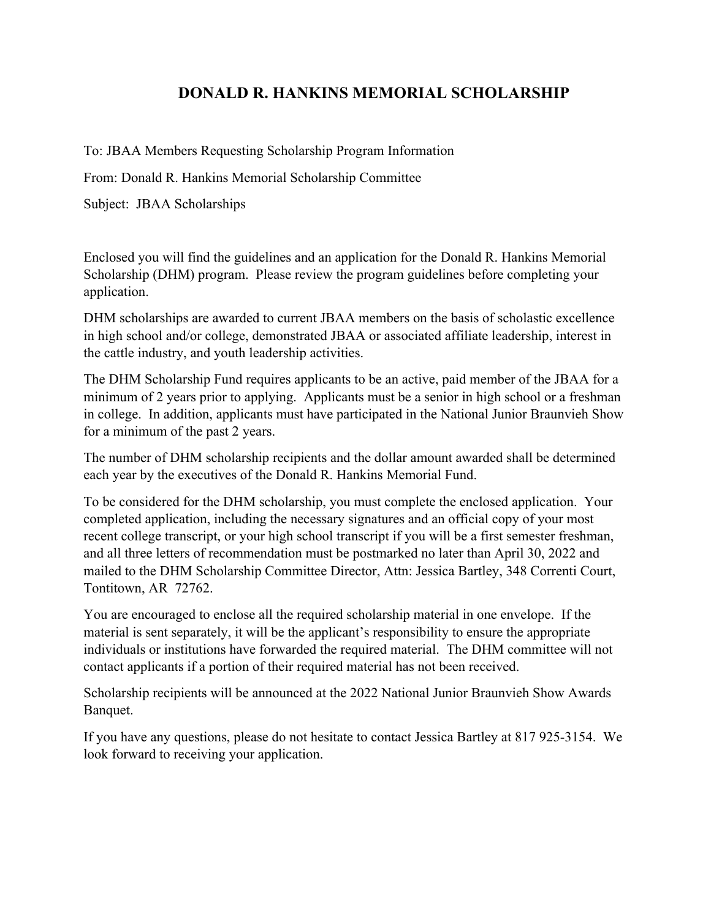# DONALD R. HANKINS MEMORIAL SCHOLARSHIP

To: JBAA Members Requesting Scholarship Program Information

From: Donald R. Hankins Memorial Scholarship Committee

Subject: JBAA Scholarships

Enclosed you will find the guidelines and an application for the Donald R. Hankins Memorial Scholarship (DHM) program. Please review the program guidelines before completing your application.

DHM scholarships are awarded to current JBAA members on the basis of scholastic excellence in high school and/or college, demonstrated JBAA or associated affiliate leadership, interest in the cattle industry, and youth leadership activities.

The DHM Scholarship Fund requires applicants to be an active, paid member of the JBAA for a minimum of 2 years prior to applying. Applicants must be a senior in high school or a freshman in college. In addition, applicants must have participated in the National Junior Braunvieh Show for a minimum of the past 2 years.

The number of DHM scholarship recipients and the dollar amount awarded shall be determined each year by the executives of the Donald R. Hankins Memorial Fund.

To be considered for the DHM scholarship, you must complete the enclosed application. Your completed application, including the necessary signatures and an official copy of your most recent college transcript, or your high school transcript if you will be a first semester freshman, and all three letters of recommendation must be postmarked no later than April 30, 2022 and mailed to the DHM Scholarship Committee Director, Attn: Jessica Bartley, 348 Correnti Court, Tontitown, AR 72762.

You are encouraged to enclose all the required scholarship material in one envelope. If the material is sent separately, it will be the applicant's responsibility to ensure the appropriate individuals or institutions have forwarded the required material. The DHM committee will not contact applicants if a portion of their required material has not been received.

Scholarship recipients will be announced at the 2022 National Junior Braunvieh Show Awards Banquet.

If you have any questions, please do not hesitate to contact Jessica Bartley at 817 925-3154. We look forward to receiving your application.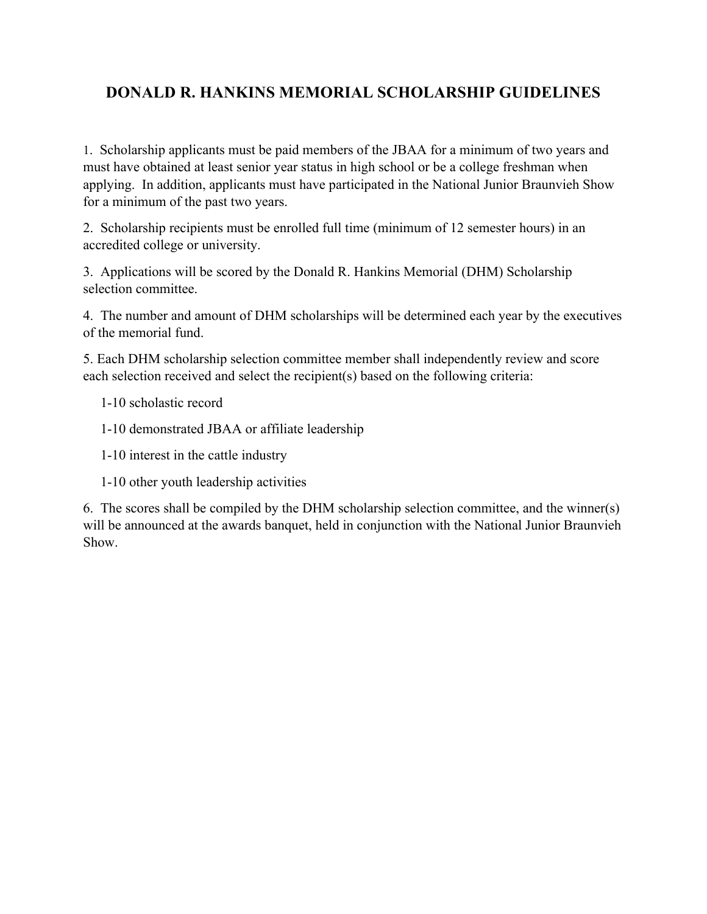# DONALD R. HANKINS MEMORIAL SCHOLARSHIP GUIDELINES

1. Scholarship applicants must be paid members of the JBAA for a minimum of two years and must have obtained at least senior year status in high school or be a college freshman when applying. In addition, applicants must have participated in the National Junior Braunvieh Show for a minimum of the past two years.

2. Scholarship recipients must be enrolled full time (minimum of 12 semester hours) in an accredited college or university.

3. Applications will be scored by the Donald R. Hankins Memorial (DHM) Scholarship selection committee.

4. The number and amount of DHM scholarships will be determined each year by the executives of the memorial fund.

5. Each DHM scholarship selection committee member shall independently review and score each selection received and select the recipient(s) based on the following criteria:

   1-10 scholastic record

   1-10 demonstrated JBAA or affiliate leadership

   1-10 interest in the cattle industry

   1-10 other youth leadership activities

6. The scores shall be compiled by the DHM scholarship selection committee, and the winner(s) will be announced at the awards banquet, held in conjunction with the National Junior Braunvieh Show.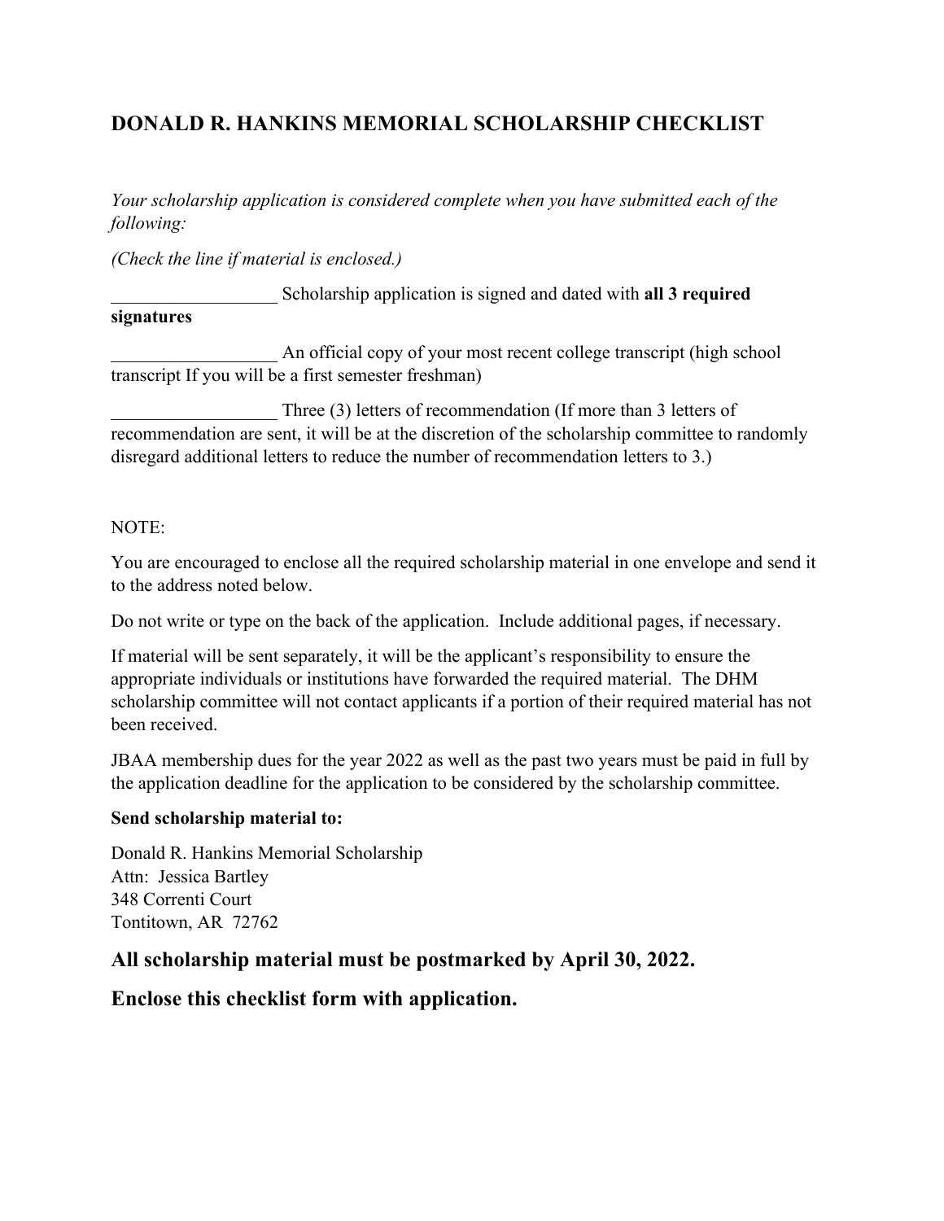## DONALD R. HANKINS MEMORIAL SCHOLARSHIP CHECKLIST

*Your scholarship application is considered complete when you have submitted each of the following:*

*(Check the line if material is enclosed.)*

__________________ Scholarship application is signed and dated with **all 3 required signatures**

__________________ An official copy of your most recent college transcript (high school transcript If you will be a first semester freshman)

__________________ Three (3) letters of recommendation (If more than 3 letters of recommendation are sent, it will be at the discretion of the scholarship committee to randomly disregard additional letters to reduce the number of recommendation letters to 3.)

NOTE:

You are encouraged to enclose all the required scholarship material in one envelope and send it to the address noted below.

Do not write or type on the back of the application. Include additional pages, if necessary.

If material will be sent separately, it will be the applicant's responsibility to ensure the appropriate individuals or institutions have forwarded the required material. The DHM scholarship committee will not contact applicants if a portion of their required material has not been received.

JBAA membership dues for the year 2022 as well as the past two years must be paid in full by the application deadline for the application to be considered by the scholarship committee.

**Send scholarship material to:**

Donald R. Hankins Memorial Scholarship
Attn: Jessica Bartley
348 Correnti Court
Tontitown, AR 72762

### All scholarship material must be postmarked by April 30, 2022.

### Enclose this checklist form with application.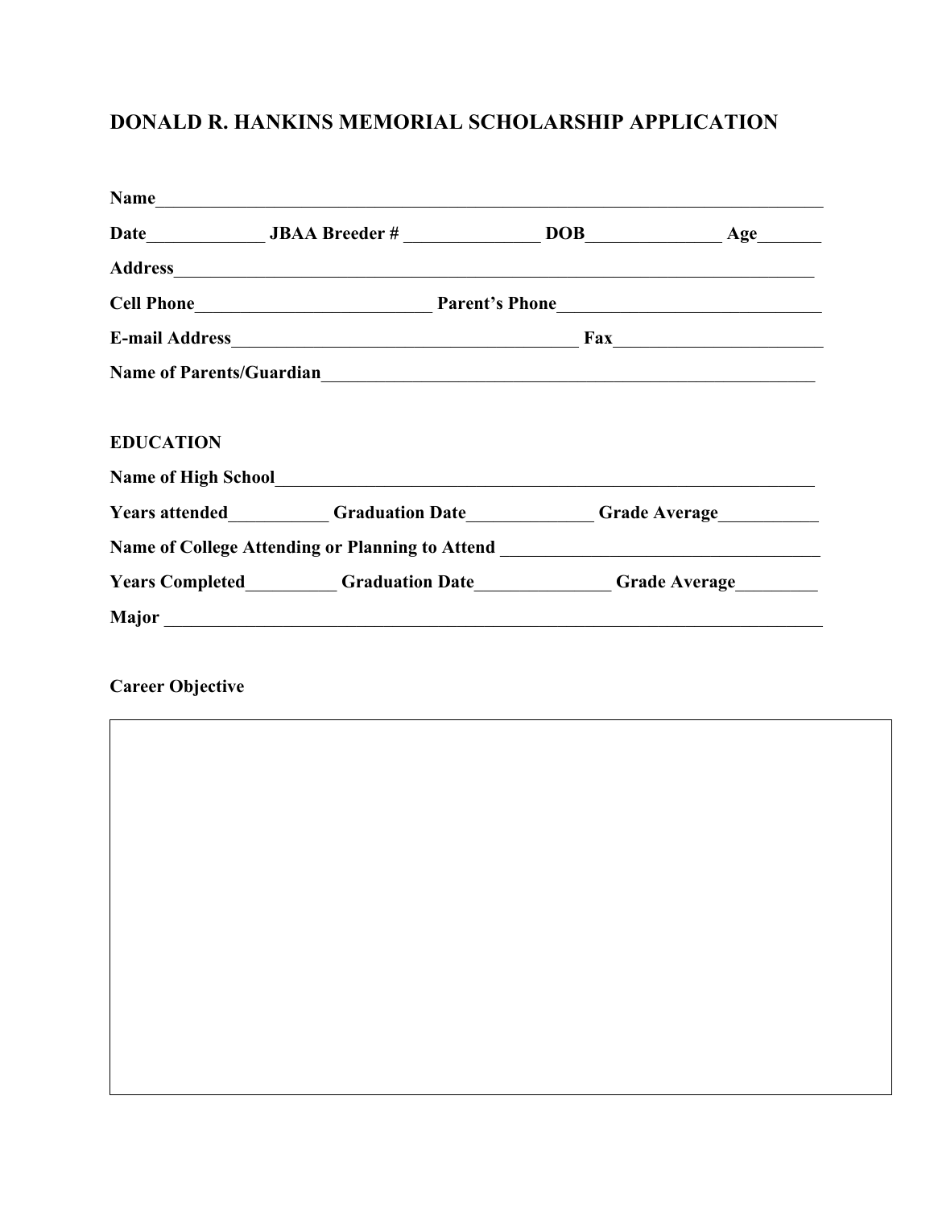# DONALD R. HANKINS MEMORIAL SCHOLARSHIP APPLICATION

**Name**\_\_\_\_\_\_\_\_\_\_\_\_\_\_\_\_\_\_\_\_\_\_\_\_\_\_\_\_\_\_\_\_\_\_\_\_\_\_\_\_\_\_\_\_\_\_\_\_\_\_\_\_\_\_\_\_\_\_\_\_\_\_\_\_\_\_\_\_\_\_\_\_

**Date**\_\_\_\_\_\_\_\_\_\_\_\_\_ **JBAA Breeder #** \_\_\_\_\_\_\_\_\_\_\_\_\_\_\_ **DOB**\_\_\_\_\_\_\_\_\_\_\_\_\_\_\_ **Age**\_\_\_\_\_\_\_

**Address**\_\_\_\_\_\_\_\_\_\_\_\_\_\_\_\_\_\_\_\_\_\_\_\_\_\_\_\_\_\_\_\_\_\_\_\_\_\_\_\_\_\_\_\_\_\_\_\_\_\_\_\_\_\_\_\_\_\_\_\_\_\_\_\_\_\_\_\_\_

**Cell Phone**\_\_\_\_\_\_\_\_\_\_\_\_\_\_\_\_\_\_\_\_\_\_\_\_\_\_ **Parent's Phone**\_\_\_\_\_\_\_\_\_\_\_\_\_\_\_\_\_\_\_\_\_\_\_\_\_\_\_\_\_

**E-mail Address**\_\_\_\_\_\_\_\_\_\_\_\_\_\_\_\_\_\_\_\_\_\_\_\_\_\_\_\_\_\_\_\_\_\_\_\_\_\_\_ **Fax**\_\_\_\_\_\_\_\_\_\_\_\_\_\_\_\_\_\_\_\_\_\_\_

**Name of Parents/Guardian**\_\_\_\_\_\_\_\_\_\_\_\_\_\_\_\_\_\_\_\_\_\_\_\_\_\_\_\_\_\_\_\_\_\_\_\_\_\_\_\_\_\_\_\_\_\_\_\_\_\_\_\_\_\_\_\_

**EDUCATION**

**Name of High School**\_\_\_\_\_\_\_\_\_\_\_\_\_\_\_\_\_\_\_\_\_\_\_\_\_\_\_\_\_\_\_\_\_\_\_\_\_\_\_\_\_\_\_\_\_\_\_\_\_\_\_\_\_\_\_\_\_\_\_\_

**Years attended**\_\_\_\_\_\_\_\_\_\_\_ **Graduation Date**\_\_\_\_\_\_\_\_\_\_\_\_\_\_ **Grade Average**\_\_\_\_\_\_\_\_\_\_\_

**Name of College Attending or Planning to Attend** \_\_\_\_\_\_\_\_\_\_\_\_\_\_\_\_\_\_\_\_\_\_\_\_\_\_\_\_\_\_\_\_\_\_\_

**Years Completed**\_\_\_\_\_\_\_\_\_\_ **Graduation Date**\_\_\_\_\_\_\_\_\_\_\_\_\_\_\_ **Grade Average**\_\_\_\_\_\_\_\_\_

**Major** \_\_\_\_\_\_\_\_\_\_\_\_\_\_\_\_\_\_\_\_\_\_\_\_\_\_\_\_\_\_\_\_\_\_\_\_\_\_\_\_\_\_\_\_\_\_\_\_\_\_\_\_\_\_\_\_\_\_\_\_\_\_\_\_\_\_\_\_\_\_\_\_

**Career Objective**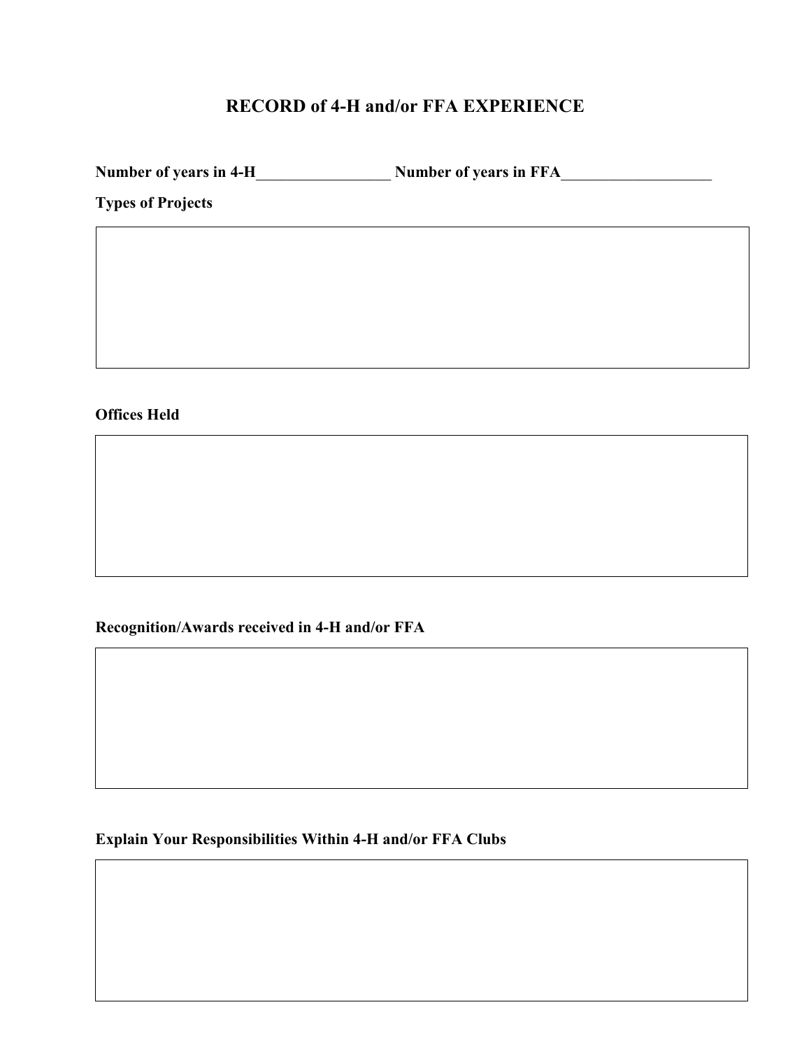# RECORD of 4-H and/or FFA EXPERIENCE

**Number of years in 4-H__________________ Number of years in FFA____________________**

**Types of Projects**

**Offices Held**

**Recognition/Awards received in 4-H and/or FFA**

**Explain Your Responsibilities Within 4-H and/or FFA Clubs**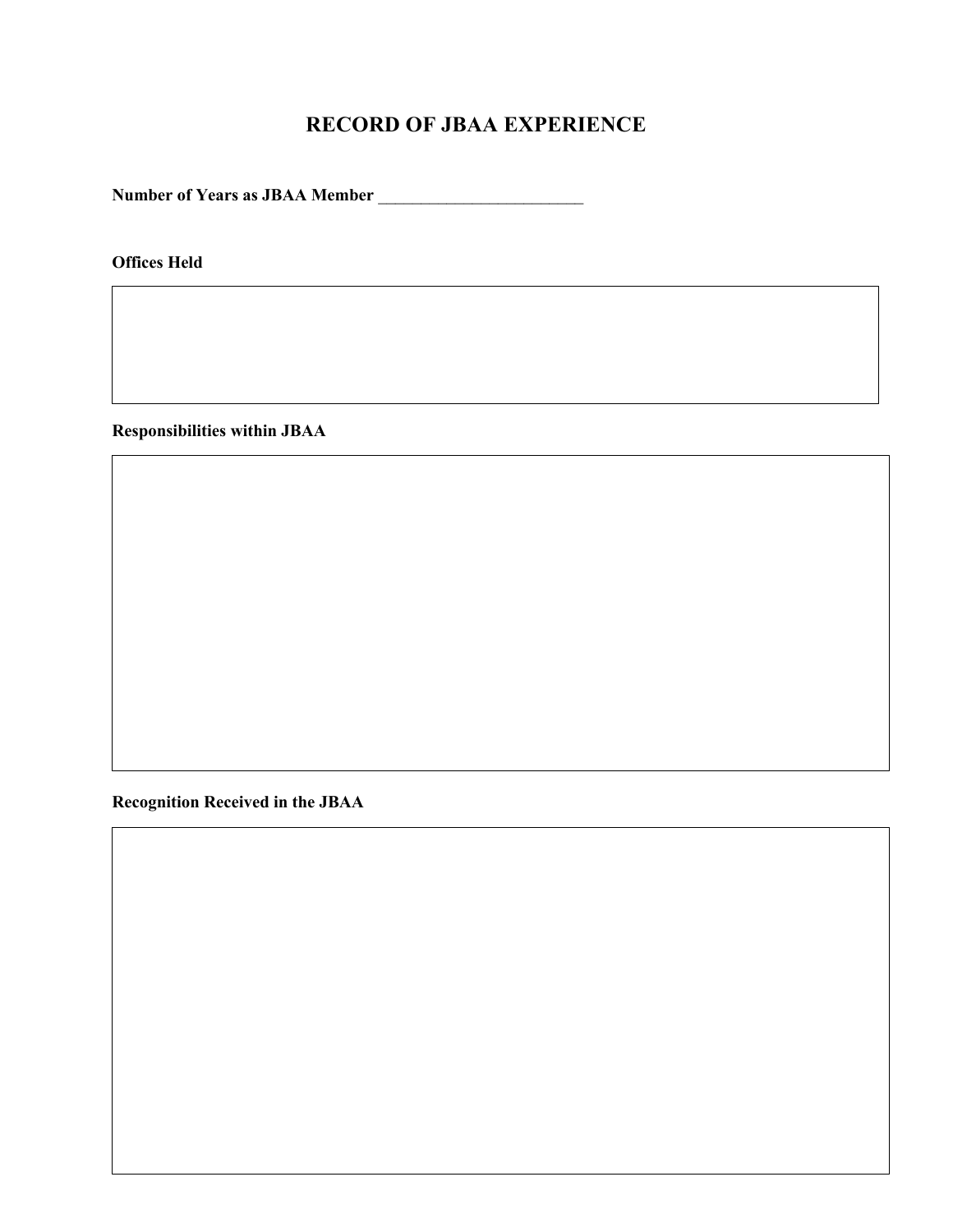# RECORD OF JBAA EXPERIENCE

**Number of Years as JBAA Member** ________________________

**Offices Held**

**Responsibilities within JBAA**

**Recognition Received in the JBAA**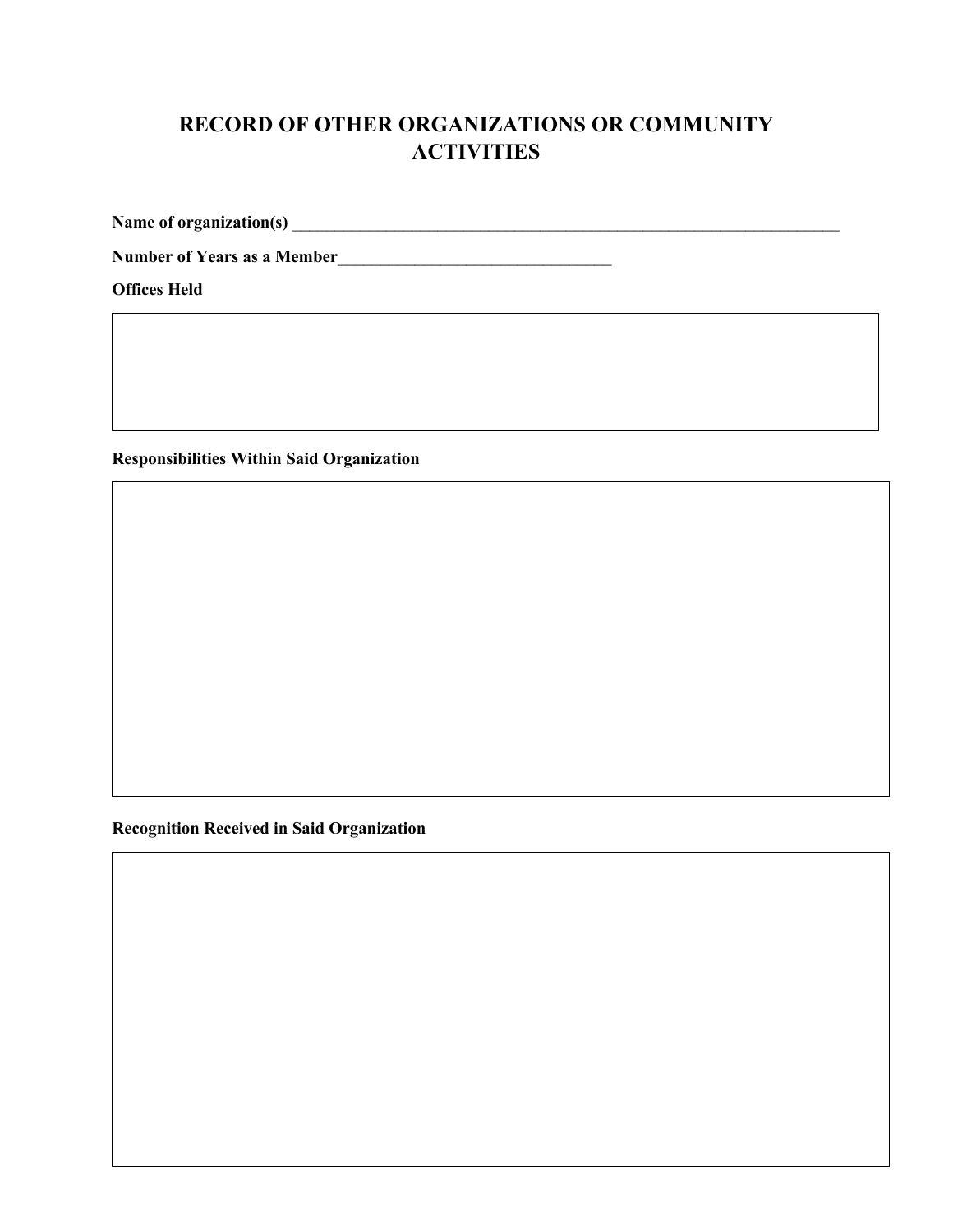# RECORD OF OTHER ORGANIZATIONS OR COMMUNITY ACTIVITIES

**Name of organization(s)** ______________________________________________________________________

**Number of Years as a Member**_________________________________

**Offices Held**

| |
|---|
| |

**Responsibilities Within Said Organization**

| |
|---|
| |

**Recognition Received in Said Organization**

| |
|---|
| |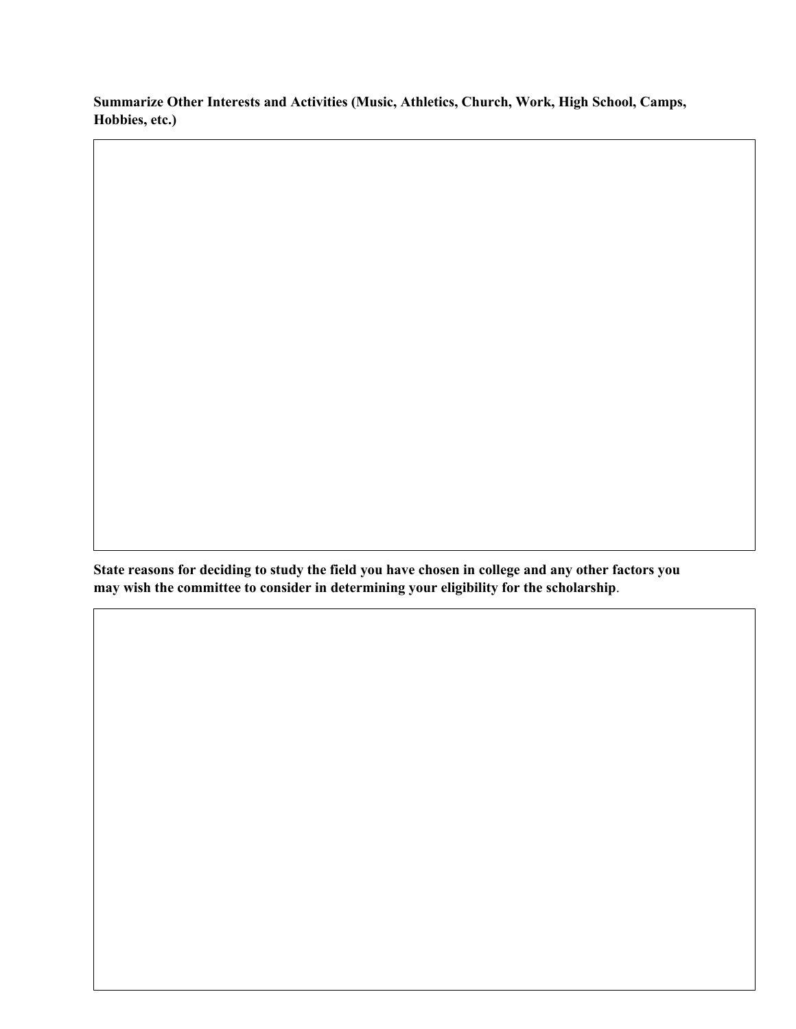**Summarize Other Interests and Activities (Music, Athletics, Church, Work, High School, Camps, Hobbies, etc.)**

**State reasons for deciding to study the field you have chosen in college and any other factors you may wish the committee to consider in determining your eligibility for the scholarship**.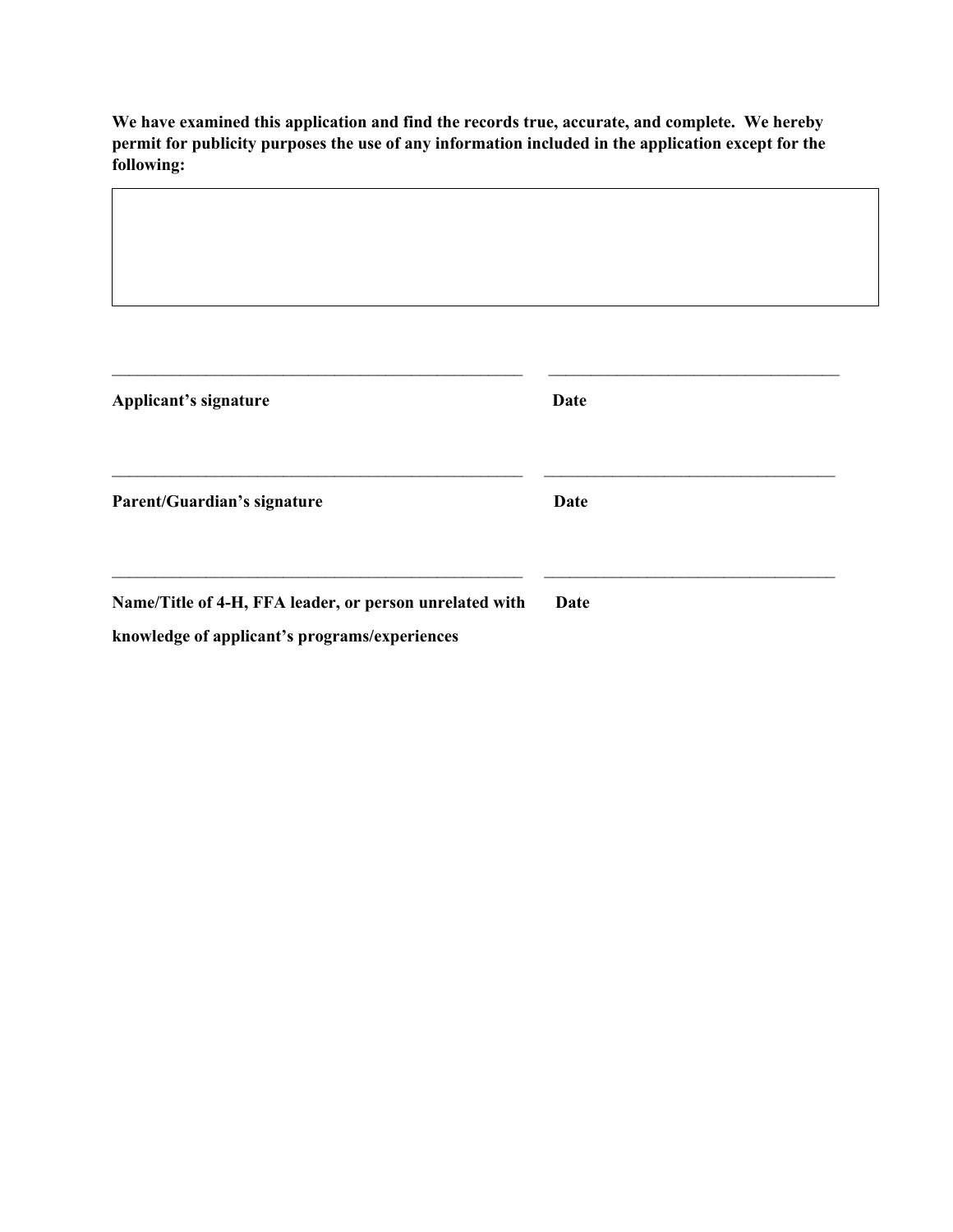**We have examined this application and find the records true, accurate, and complete. We hereby permit for publicity purposes the use of any information included in the application except for the following:**

| |
|---|
| |

\_\_\_\_\_\_\_\_\_\_\_\_\_\_\_\_\_\_\_\_\_\_\_\_\_\_\_\_\_\_\_\_\_\_\_\_\_\_\_\_\_\_\_\_\_\_\_\_\_\_ \_\_\_\_\_\_\_\_\_\_\_\_\_\_\_\_\_\_\_\_\_\_\_\_\_\_\_\_\_\_\_\_\_\_\_\_

**Applicant's signature** **Date**

\_\_\_\_\_\_\_\_\_\_\_\_\_\_\_\_\_\_\_\_\_\_\_\_\_\_\_\_\_\_\_\_\_\_\_\_\_\_\_\_\_\_\_\_\_\_\_\_\_\_ \_\_\_\_\_\_\_\_\_\_\_\_\_\_\_\_\_\_\_\_\_\_\_\_\_\_\_\_\_\_\_\_\_\_\_\_

**Parent/Guardian's signature** **Date**

\_\_\_\_\_\_\_\_\_\_\_\_\_\_\_\_\_\_\_\_\_\_\_\_\_\_\_\_\_\_\_\_\_\_\_\_\_\_\_\_\_\_\_\_\_\_\_\_\_\_ \_\_\_\_\_\_\_\_\_\_\_\_\_\_\_\_\_\_\_\_\_\_\_\_\_\_\_\_\_\_\_\_\_\_\_\_

**Name/Title of 4-H, FFA leader, or person unrelated with knowledge of applicant's programs/experiences** **Date**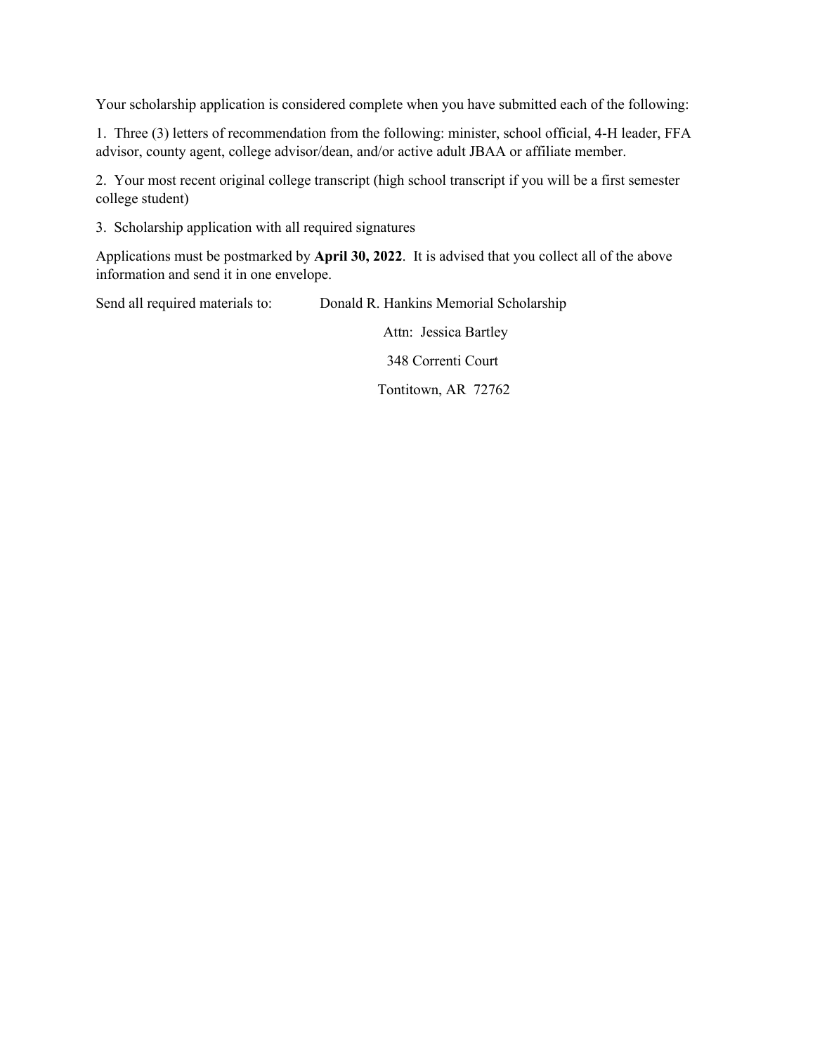Your scholarship application is considered complete when you have submitted each of the following:

1. Three (3) letters of recommendation from the following: minister, school official, 4-H leader, FFA advisor, county agent, college advisor/dean, and/or active adult JBAA or affiliate member.

2. Your most recent original college transcript (high school transcript if you will be a first semester college student)

3. Scholarship application with all required signatures

Applications must be postmarked by **April 30, 2022**. It is advised that you collect all of the above information and send it in one envelope.

Send all required materials to: Donald R. Hankins Memorial Scholarship

Attn: Jessica Bartley

348 Correnti Court

Tontitown, AR 72762